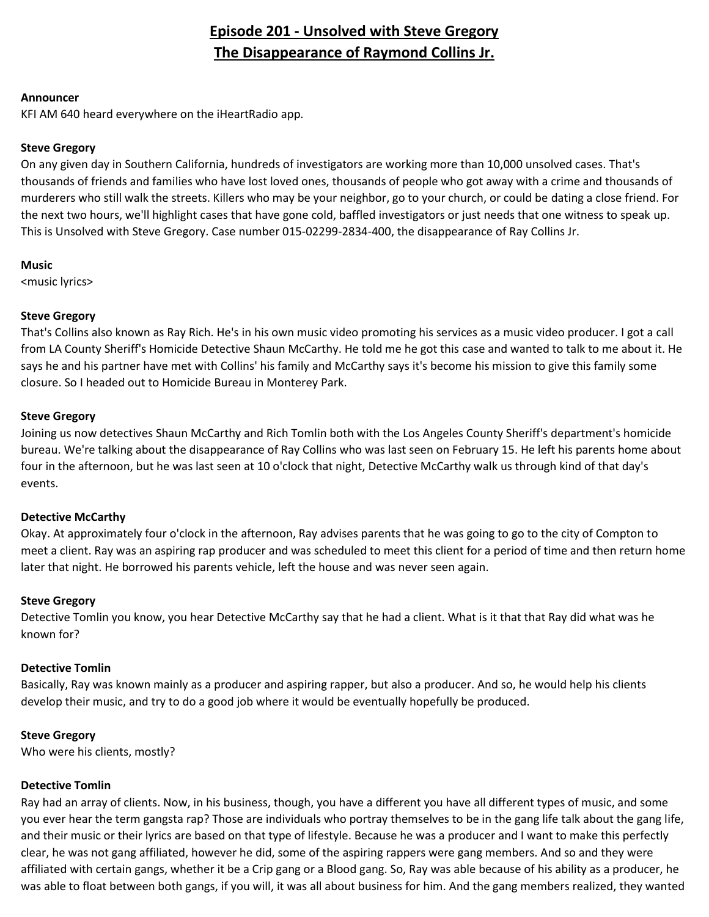# Episode 201 - Unsolved with Steve Gregory
# The Disappearance of Raymond Collins Jr.

**Announcer**
KFI AM 640 heard everywhere on the iHeartRadio app.

**Steve Gregory**
On any given day in Southern California, hundreds of investigators are working more than 10,000 unsolved cases. That's thousands of friends and families who have lost loved ones, thousands of people who got away with a crime and thousands of murderers who still walk the streets. Killers who may be your neighbor, go to your church, or could be dating a close friend. For the next two hours, we'll highlight cases that have gone cold, baffled investigators or just needs that one witness to speak up. This is Unsolved with Steve Gregory. Case number 015-02299-2834-400, the disappearance of Ray Collins Jr.

**Music**
<music lyrics>

**Steve Gregory**
That's Collins also known as Ray Rich. He's in his own music video promoting his services as a music video producer. I got a call from LA County Sheriff's Homicide Detective Shaun McCarthy. He told me he got this case and wanted to talk to me about it. He says he and his partner have met with Collins' his family and McCarthy says it's become his mission to give this family some closure. So I headed out to Homicide Bureau in Monterey Park.

**Steve Gregory**
Joining us now detectives Shaun McCarthy and Rich Tomlin both with the Los Angeles County Sheriff's department's homicide bureau. We're talking about the disappearance of Ray Collins who was last seen on February 15. He left his parents home about four in the afternoon, but he was last seen at 10 o'clock that night, Detective McCarthy walk us through kind of that day's events.

**Detective McCarthy**
Okay. At approximately four o'clock in the afternoon, Ray advises parents that he was going to go to the city of Compton to meet a client. Ray was an aspiring rap producer and was scheduled to meet this client for a period of time and then return home later that night. He borrowed his parents vehicle, left the house and was never seen again.

**Steve Gregory**
Detective Tomlin you know, you hear Detective McCarthy say that he had a client. What is it that that Ray did what was he known for?

**Detective Tomlin**
Basically, Ray was known mainly as a producer and aspiring rapper, but also a producer. And so, he would help his clients develop their music, and try to do a good job where it would be eventually hopefully be produced.

**Steve Gregory**
Who were his clients, mostly?

**Detective Tomlin**
Ray had an array of clients. Now, in his business, though, you have a different you have all different types of music, and some you ever hear the term gangsta rap? Those are individuals who portray themselves to be in the gang life talk about the gang life, and their music or their lyrics are based on that type of lifestyle. Because he was a producer and I want to make this perfectly clear, he was not gang affiliated, however he did, some of the aspiring rappers were gang members. And so and they were affiliated with certain gangs, whether it be a Crip gang or a Blood gang. So, Ray was able because of his ability as a producer, he was able to float between both gangs, if you will, it was all about business for him. And the gang members realized, they wanted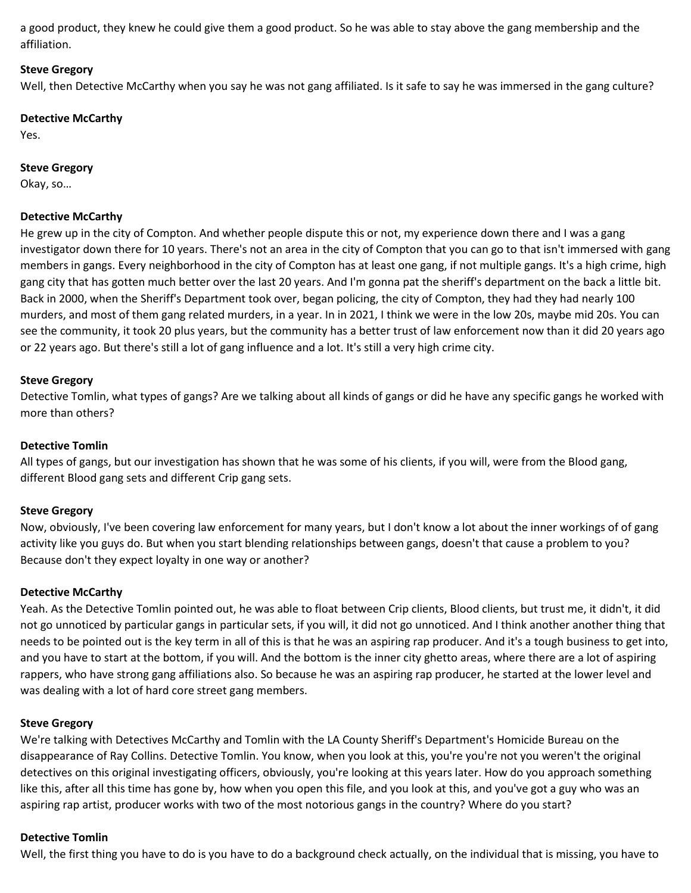a good product, they knew he could give them a good product. So he was able to stay above the gang membership and the affiliation.

**Steve Gregory**
Well, then Detective McCarthy when you say he was not gang affiliated. Is it safe to say he was immersed in the gang culture?

**Detective McCarthy**
Yes.

**Steve Gregory**
Okay, so…

**Detective McCarthy**
He grew up in the city of Compton. And whether people dispute this or not, my experience down there and I was a gang investigator down there for 10 years. There's not an area in the city of Compton that you can go to that isn't immersed with gang members in gangs. Every neighborhood in the city of Compton has at least one gang, if not multiple gangs. It's a high crime, high gang city that has gotten much better over the last 20 years. And I'm gonna pat the sheriff's department on the back a little bit. Back in 2000, when the Sheriff's Department took over, began policing, the city of Compton, they had they had nearly 100 murders, and most of them gang related murders, in a year. In in 2021, I think we were in the low 20s, maybe mid 20s. You can see the community, it took 20 plus years, but the community has a better trust of law enforcement now than it did 20 years ago or 22 years ago. But there's still a lot of gang influence and a lot. It's still a very high crime city.

**Steve Gregory**
Detective Tomlin, what types of gangs? Are we talking about all kinds of gangs or did he have any specific gangs he worked with more than others?

**Detective Tomlin**
All types of gangs, but our investigation has shown that he was some of his clients, if you will, were from the Blood gang, different Blood gang sets and different Crip gang sets.

**Steve Gregory**
Now, obviously, I've been covering law enforcement for many years, but I don't know a lot about the inner workings of of gang activity like you guys do. But when you start blending relationships between gangs, doesn't that cause a problem to you? Because don't they expect loyalty in one way or another?

**Detective McCarthy**
Yeah. As the Detective Tomlin pointed out, he was able to float between Crip clients, Blood clients, but trust me, it didn't, it did not go unnoticed by particular gangs in particular sets, if you will, it did not go unnoticed. And I think another another thing that needs to be pointed out is the key term in all of this is that he was an aspiring rap producer. And it's a tough business to get into, and you have to start at the bottom, if you will. And the bottom is the inner city ghetto areas, where there are a lot of aspiring rappers, who have strong gang affiliations also. So because he was an aspiring rap producer, he started at the lower level and was dealing with a lot of hard core street gang members.

**Steve Gregory**
We're talking with Detectives McCarthy and Tomlin with the LA County Sheriff's Department's Homicide Bureau on the disappearance of Ray Collins. Detective Tomlin. You know, when you look at this, you're you're not you weren't the original detectives on this original investigating officers, obviously, you're looking at this years later. How do you approach something like this, after all this time has gone by, how when you open this file, and you look at this, and you've got a guy who was an aspiring rap artist, producer works with two of the most notorious gangs in the country? Where do you start?

**Detective Tomlin**
Well, the first thing you have to do is you have to do a background check actually, on the individual that is missing, you have to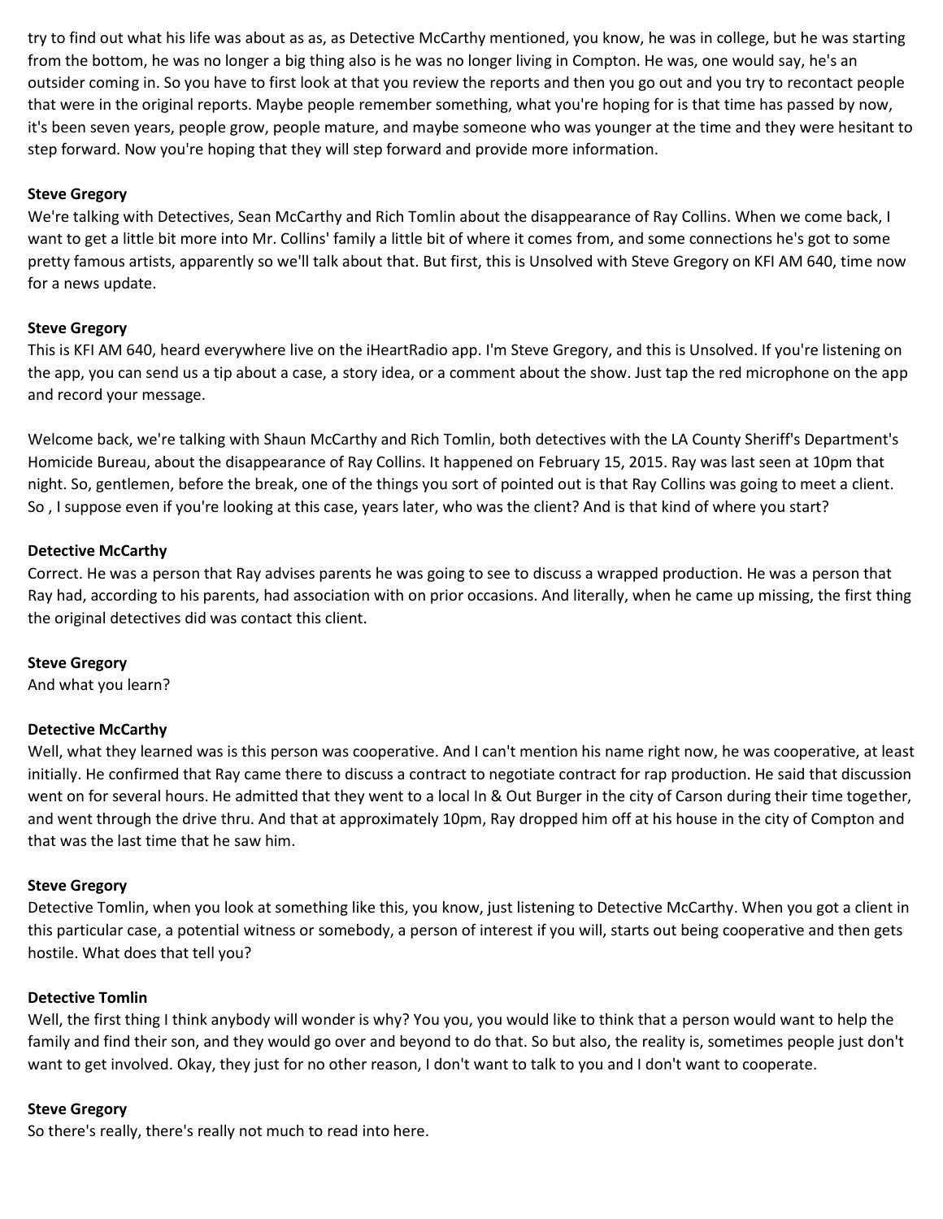try to find out what his life was about as as, as Detective McCarthy mentioned, you know, he was in college, but he was starting from the bottom, he was no longer a big thing also is he was no longer living in Compton. He was, one would say, he's an outsider coming in. So you have to first look at that you review the reports and then you go out and you try to recontact people that were in the original reports. Maybe people remember something, what you're hoping for is that time has passed by now, it's been seven years, people grow, people mature, and maybe someone who was younger at the time and they were hesitant to step forward. Now you're hoping that they will step forward and provide more information.

**Steve Gregory**
We're talking with Detectives, Sean McCarthy and Rich Tomlin about the disappearance of Ray Collins. When we come back, I want to get a little bit more into Mr. Collins' family a little bit of where it comes from, and some connections he's got to some pretty famous artists, apparently so we'll talk about that. But first, this is Unsolved with Steve Gregory on KFI AM 640, time now for a news update.

**Steve Gregory**
This is KFI AM 640, heard everywhere live on the iHeartRadio app. I'm Steve Gregory, and this is Unsolved. If you're listening on the app, you can send us a tip about a case, a story idea, or a comment about the show. Just tap the red microphone on the app and record your message.

Welcome back, we're talking with Shaun McCarthy and Rich Tomlin, both detectives with the LA County Sheriff's Department's Homicide Bureau, about the disappearance of Ray Collins. It happened on February 15, 2015. Ray was last seen at 10pm that night. So, gentlemen, before the break, one of the things you sort of pointed out is that Ray Collins was going to meet a client. So , I suppose even if you're looking at this case, years later, who was the client? And is that kind of where you start?

**Detective McCarthy**
Correct. He was a person that Ray advises parents he was going to see to discuss a wrapped production. He was a person that Ray had, according to his parents, had association with on prior occasions. And literally, when he came up missing, the first thing the original detectives did was contact this client.

**Steve Gregory**
And what you learn?

**Detective McCarthy**
Well, what they learned was is this person was cooperative. And I can't mention his name right now, he was cooperative, at least initially. He confirmed that Ray came there to discuss a contract to negotiate contract for rap production. He said that discussion went on for several hours. He admitted that they went to a local In & Out Burger in the city of Carson during their time together, and went through the drive thru. And that at approximately 10pm, Ray dropped him off at his house in the city of Compton and that was the last time that he saw him.

**Steve Gregory**
Detective Tomlin, when you look at something like this, you know, just listening to Detective McCarthy. When you got a client in this particular case, a potential witness or somebody, a person of interest if you will, starts out being cooperative and then gets hostile. What does that tell you?

**Detective Tomlin**
Well, the first thing I think anybody will wonder is why? You you, you would like to think that a person would want to help the family and find their son, and they would go over and beyond to do that. So but also, the reality is, sometimes people just don't want to get involved. Okay, they just for no other reason, I don't want to talk to you and I don't want to cooperate.

**Steve Gregory**
So there's really, there's really not much to read into here.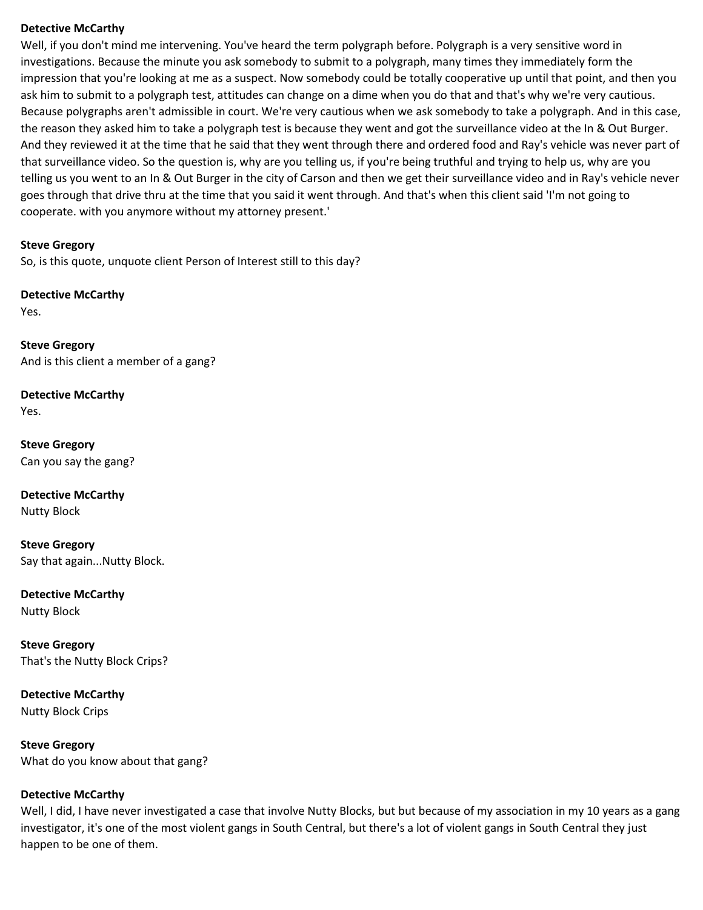**Detective McCarthy**
Well, if you don't mind me intervening. You've heard the term polygraph before. Polygraph is a very sensitive word in investigations. Because the minute you ask somebody to submit to a polygraph, many times they immediately form the impression that you're looking at me as a suspect. Now somebody could be totally cooperative up until that point, and then you ask him to submit to a polygraph test, attitudes can change on a dime when you do that and that's why we're very cautious. Because polygraphs aren't admissible in court. We're very cautious when we ask somebody to take a polygraph. And in this case, the reason they asked him to take a polygraph test is because they went and got the surveillance video at the In & Out Burger. And they reviewed it at the time that he said that they went through there and ordered food and Ray's vehicle was never part of that surveillance video. So the question is, why are you telling us, if you're being truthful and trying to help us, why are you telling us you went to an In & Out Burger in the city of Carson and then we get their surveillance video and in Ray's vehicle never goes through that drive thru at the time that you said it went through. And that's when this client said 'I'm not going to cooperate. with you anymore without my attorney present.'

**Steve Gregory**
So, is this quote, unquote client Person of Interest still to this day?

**Detective McCarthy**
Yes.

**Steve Gregory**
And is this client a member of a gang?

**Detective McCarthy**
Yes.

**Steve Gregory**
Can you say the gang?

**Detective McCarthy**
Nutty Block

**Steve Gregory**
Say that again...Nutty Block.

**Detective McCarthy**
Nutty Block

**Steve Gregory**
That's the Nutty Block Crips?

**Detective McCarthy**
Nutty Block Crips

**Steve Gregory**
What do you know about that gang?

**Detective McCarthy**
Well, I did, I have never investigated a case that involve Nutty Blocks, but but because of my association in my 10 years as a gang investigator, it's one of the most violent gangs in South Central, but there's a lot of violent gangs in South Central they just happen to be one of them.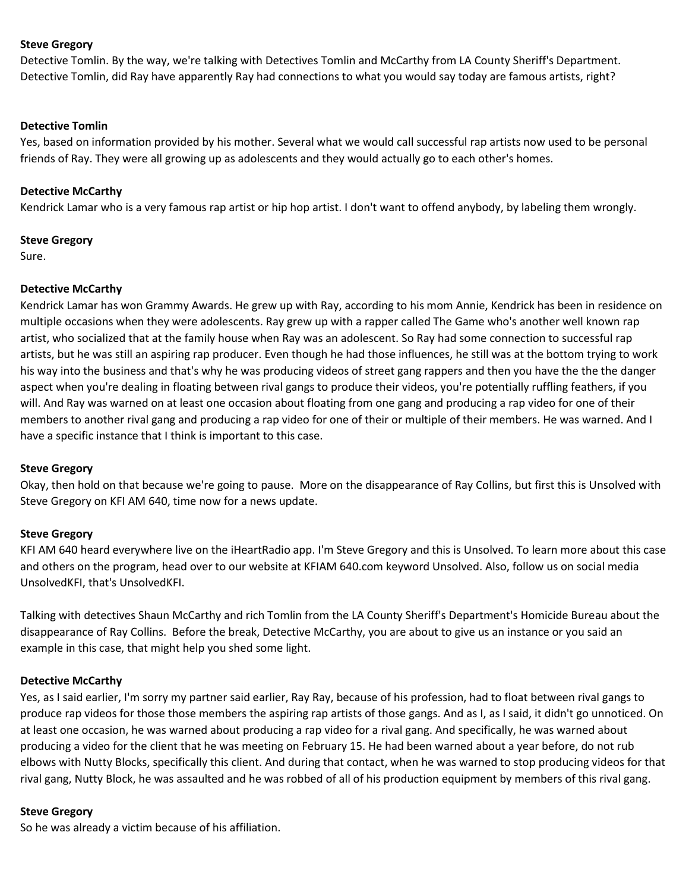**Steve Gregory**
Detective Tomlin. By the way, we're talking with Detectives Tomlin and McCarthy from LA County Sheriff's Department. Detective Tomlin, did Ray have apparently Ray had connections to what you would say today are famous artists, right?

**Detective Tomlin**
Yes, based on information provided by his mother. Several what we would call successful rap artists now used to be personal friends of Ray. They were all growing up as adolescents and they would actually go to each other's homes.

**Detective McCarthy**
Kendrick Lamar who is a very famous rap artist or hip hop artist. I don't want to offend anybody, by labeling them wrongly.

**Steve Gregory**
Sure.

**Detective McCarthy**
Kendrick Lamar has won Grammy Awards. He grew up with Ray, according to his mom Annie, Kendrick has been in residence on multiple occasions when they were adolescents. Ray grew up with a rapper called The Game who's another well known rap artist, who socialized that at the family house when Ray was an adolescent. So Ray had some connection to successful rap artists, but he was still an aspiring rap producer. Even though he had those influences, he still was at the bottom trying to work his way into the business and that's why he was producing videos of street gang rappers and then you have the the the danger aspect when you're dealing in floating between rival gangs to produce their videos, you're potentially ruffling feathers, if you will. And Ray was warned on at least one occasion about floating from one gang and producing a rap video for one of their members to another rival gang and producing a rap video for one of their or multiple of their members. He was warned. And I have a specific instance that I think is important to this case.

**Steve Gregory**
Okay, then hold on that because we're going to pause. More on the disappearance of Ray Collins, but first this is Unsolved with Steve Gregory on KFI AM 640, time now for a news update.

**Steve Gregory**
KFI AM 640 heard everywhere live on the iHeartRadio app. I'm Steve Gregory and this is Unsolved. To learn more about this case and others on the program, head over to our website at KFIAM 640.com keyword Unsolved. Also, follow us on social media UnsolvedKFI, that's UnsolvedKFI.

Talking with detectives Shaun McCarthy and rich Tomlin from the LA County Sheriff's Department's Homicide Bureau about the disappearance of Ray Collins. Before the break, Detective McCarthy, you are about to give us an instance or you said an example in this case, that might help you shed some light.

**Detective McCarthy**
Yes, as I said earlier, I'm sorry my partner said earlier, Ray Ray, because of his profession, had to float between rival gangs to produce rap videos for those those members the aspiring rap artists of those gangs. And as I, as I said, it didn't go unnoticed. On at least one occasion, he was warned about producing a rap video for a rival gang. And specifically, he was warned about producing a video for the client that he was meeting on February 15. He had been warned about a year before, do not rub elbows with Nutty Blocks, specifically this client. And during that contact, when he was warned to stop producing videos for that rival gang, Nutty Block, he was assaulted and he was robbed of all of his production equipment by members of this rival gang.

**Steve Gregory**
So he was already a victim because of his affiliation.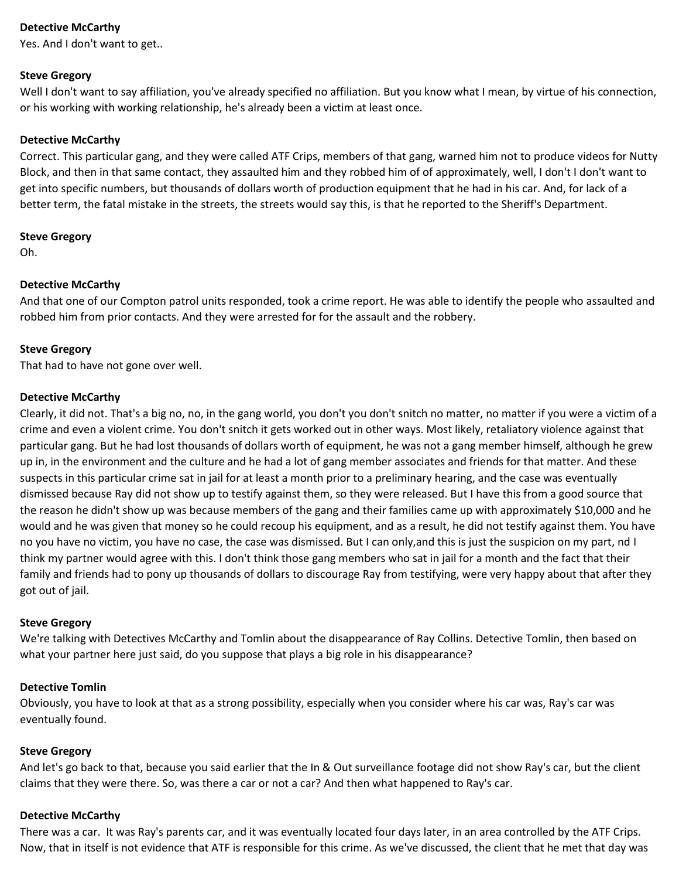**Detective McCarthy**
Yes. And I don't want to get..

**Steve Gregory**
Well I don't want to say affiliation, you've already specified no affiliation. But you know what I mean, by virtue of his connection, or his working with working relationship, he's already been a victim at least once.

**Detective McCarthy**
Correct. This particular gang, and they were called ATF Crips, members of that gang, warned him not to produce videos for Nutty Block, and then in that same contact, they assaulted him and they robbed him of of approximately, well, I don't I don't want to get into specific numbers, but thousands of dollars worth of production equipment that he had in his car. And, for lack of a better term, the fatal mistake in the streets, the streets would say this, is that he reported to the Sheriff's Department.

**Steve Gregory**
Oh.

**Detective McCarthy**
And that one of our Compton patrol units responded, took a crime report. He was able to identify the people who assaulted and robbed him from prior contacts. And they were arrested for for the assault and the robbery.

**Steve Gregory**
That had to have not gone over well.

**Detective McCarthy**
Clearly, it did not. That's a big no, no, in the gang world, you don't you don't snitch no matter, no matter if you were a victim of a crime and even a violent crime. You don't snitch it gets worked out in other ways. Most likely, retaliatory violence against that particular gang. But he had lost thousands of dollars worth of equipment, he was not a gang member himself, although he grew up in, in the environment and the culture and he had a lot of gang member associates and friends for that matter. And these suspects in this particular crime sat in jail for at least a month prior to a preliminary hearing, and the case was eventually dismissed because Ray did not show up to testify against them, so they were released. But I have this from a good source that the reason he didn't show up was because members of the gang and their families came up with approximately $10,000 and he would and he was given that money so he could recoup his equipment, and as a result, he did not testify against them. You have no you have no victim, you have no case, the case was dismissed. But I can only,and this is just the suspicion on my part, nd I think my partner would agree with this. I don't think those gang members who sat in jail for a month and the fact that their family and friends had to pony up thousands of dollars to discourage Ray from testifying, were very happy about that after they got out of jail.

**Steve Gregory**
We're talking with Detectives McCarthy and Tomlin about the disappearance of Ray Collins. Detective Tomlin, then based on what your partner here just said, do you suppose that plays a big role in his disappearance?

**Detective Tomlin**
Obviously, you have to look at that as a strong possibility, especially when you consider where his car was, Ray's car was eventually found.

**Steve Gregory**
And let's go back to that, because you said earlier that the In & Out surveillance footage did not show Ray's car, but the client claims that they were there. So, was there a car or not a car? And then what happened to Ray's car.

**Detective McCarthy**
There was a car. It was Ray's parents car, and it was eventually located four days later, in an area controlled by the ATF Crips. Now, that in itself is not evidence that ATF is responsible for this crime. As we've discussed, the client that he met that day was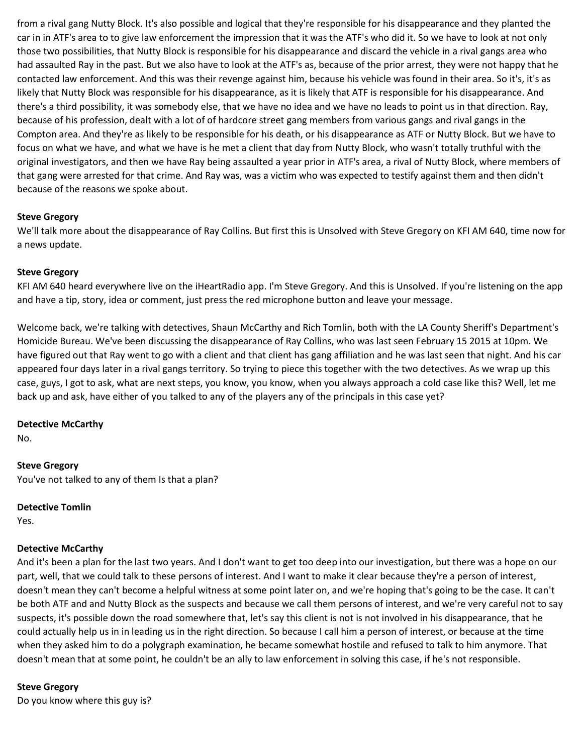from a rival gang Nutty Block. It's also possible and logical that they're responsible for his disappearance and they planted the car in in ATF's area to to give law enforcement the impression that it was the ATF's who did it. So we have to look at not only those two possibilities, that Nutty Block is responsible for his disappearance and discard the vehicle in a rival gangs area who had assaulted Ray in the past. But we also have to look at the ATF's as, because of the prior arrest, they were not happy that he contacted law enforcement. And this was their revenge against him, because his vehicle was found in their area. So it's, it's as likely that Nutty Block was responsible for his disappearance, as it is likely that ATF is responsible for his disappearance. And there's a third possibility, it was somebody else, that we have no idea and we have no leads to point us in that direction. Ray, because of his profession, dealt with a lot of of hardcore street gang members from various gangs and rival gangs in the Compton area. And they're as likely to be responsible for his death, or his disappearance as ATF or Nutty Block. But we have to focus on what we have, and what we have is he met a client that day from Nutty Block, who wasn't totally truthful with the original investigators, and then we have Ray being assaulted a year prior in ATF's area, a rival of Nutty Block, where members of that gang were arrested for that crime. And Ray was, was a victim who was expected to testify against them and then didn't because of the reasons we spoke about.

**Steve Gregory**
We'll talk more about the disappearance of Ray Collins. But first this is Unsolved with Steve Gregory on KFI AM 640, time now for a news update.

**Steve Gregory**
KFI AM 640 heard everywhere live on the iHeartRadio app. I'm Steve Gregory. And this is Unsolved. If you're listening on the app and have a tip, story, idea or comment, just press the red microphone button and leave your message.

Welcome back, we're talking with detectives, Shaun McCarthy and Rich Tomlin, both with the LA County Sheriff's Department's Homicide Bureau. We've been discussing the disappearance of Ray Collins, who was last seen February 15 2015 at 10pm. We have figured out that Ray went to go with a client and that client has gang affiliation and he was last seen that night. And his car appeared four days later in a rival gangs territory. So trying to piece this together with the two detectives. As we wrap up this case, guys, I got to ask, what are next steps, you know, you know, when you always approach a cold case like this? Well, let me back up and ask, have either of you talked to any of the players any of the principals in this case yet?

**Detective McCarthy**
No.

**Steve Gregory**
You've not talked to any of them Is that a plan?

**Detective Tomlin**
Yes.

**Detective McCarthy**
And it's been a plan for the last two years. And I don't want to get too deep into our investigation, but there was a hope on our part, well, that we could talk to these persons of interest. And I want to make it clear because they're a person of interest, doesn't mean they can't become a helpful witness at some point later on, and we're hoping that's going to be the case. It can't be both ATF and and Nutty Block as the suspects and because we call them persons of interest, and we're very careful not to say suspects, it's possible down the road somewhere that, let's say this client is not is not involved in his disappearance, that he could actually help us in in leading us in the right direction. So because I call him a person of interest, or because at the time when they asked him to do a polygraph examination, he became somewhat hostile and refused to talk to him anymore. That doesn't mean that at some point, he couldn't be an ally to law enforcement in solving this case, if he's not responsible.

**Steve Gregory**
Do you know where this guy is?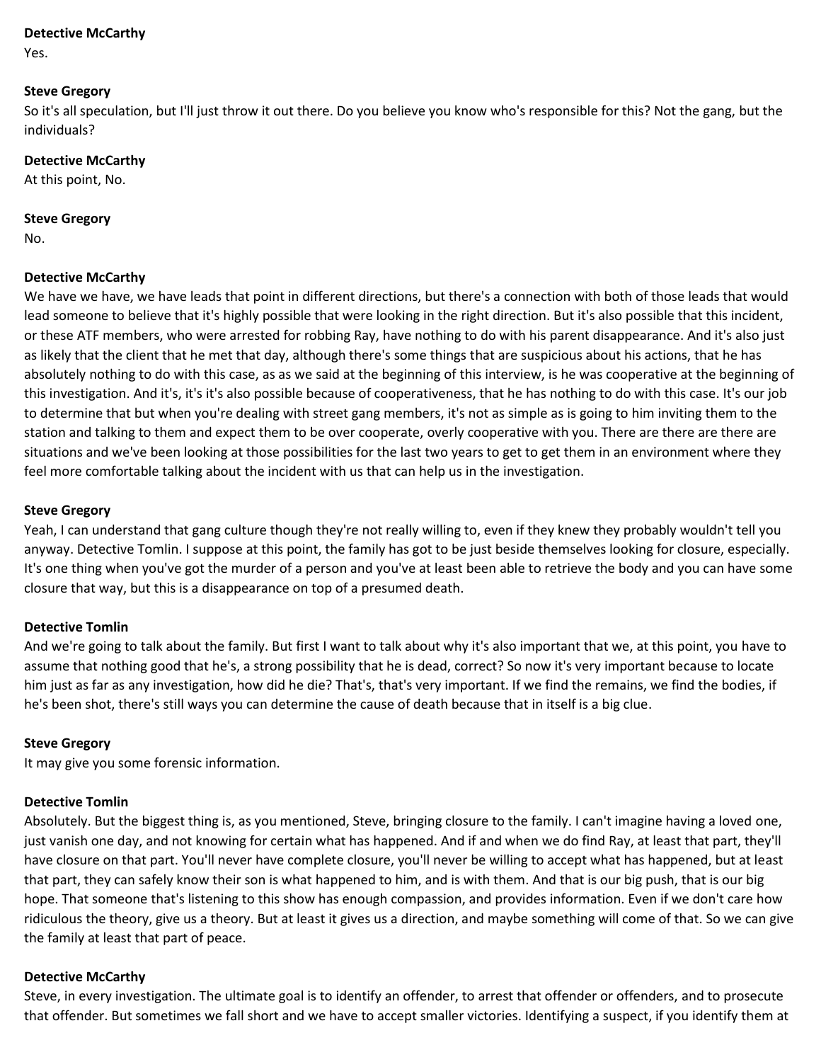**Detective McCarthy**
Yes.

**Steve Gregory**
So it's all speculation, but I'll just throw it out there. Do you believe you know who's responsible for this? Not the gang, but the individuals?

**Detective McCarthy**
At this point, No.

**Steve Gregory**
No.

**Detective McCarthy**
We have we have, we have leads that point in different directions, but there's a connection with both of those leads that would lead someone to believe that it's highly possible that were looking in the right direction. But it's also possible that this incident, or these ATF members, who were arrested for robbing Ray, have nothing to do with his parent disappearance. And it's also just as likely that the client that he met that day, although there's some things that are suspicious about his actions, that he has absolutely nothing to do with this case, as as we said at the beginning of this interview, is he was cooperative at the beginning of this investigation. And it's, it's it's also possible because of cooperativeness, that he has nothing to do with this case. It's our job to determine that but when you're dealing with street gang members, it's not as simple as is going to him inviting them to the station and talking to them and expect them to be over cooperate, overly cooperative with you. There are there are there are situations and we've been looking at those possibilities for the last two years to get to get them in an environment where they feel more comfortable talking about the incident with us that can help us in the investigation.

**Steve Gregory**
Yeah, I can understand that gang culture though they're not really willing to, even if they knew they probably wouldn't tell you anyway. Detective Tomlin. I suppose at this point, the family has got to be just beside themselves looking for closure, especially. It's one thing when you've got the murder of a person and you've at least been able to retrieve the body and you can have some closure that way, but this is a disappearance on top of a presumed death.

**Detective Tomlin**
And we're going to talk about the family. But first I want to talk about why it's also important that we, at this point, you have to assume that nothing good that he's, a strong possibility that he is dead, correct? So now it's very important because to locate him just as far as any investigation, how did he die? That's, that's very important. If we find the remains, we find the bodies, if he's been shot, there's still ways you can determine the cause of death because that in itself is a big clue.

**Steve Gregory**
It may give you some forensic information.

**Detective Tomlin**
Absolutely. But the biggest thing is, as you mentioned, Steve, bringing closure to the family. I can't imagine having a loved one, just vanish one day, and not knowing for certain what has happened. And if and when we do find Ray, at least that part, they'll have closure on that part. You'll never have complete closure, you'll never be willing to accept what has happened, but at least that part, they can safely know their son is what happened to him, and is with them. And that is our big push, that is our big hope. That someone that's listening to this show has enough compassion, and provides information. Even if we don't care how ridiculous the theory, give us a theory. But at least it gives us a direction, and maybe something will come of that. So we can give the family at least that part of peace.

**Detective McCarthy**
Steve, in every investigation. The ultimate goal is to identify an offender, to arrest that offender or offenders, and to prosecute that offender. But sometimes we fall short and we have to accept smaller victories. Identifying a suspect, if you identify them at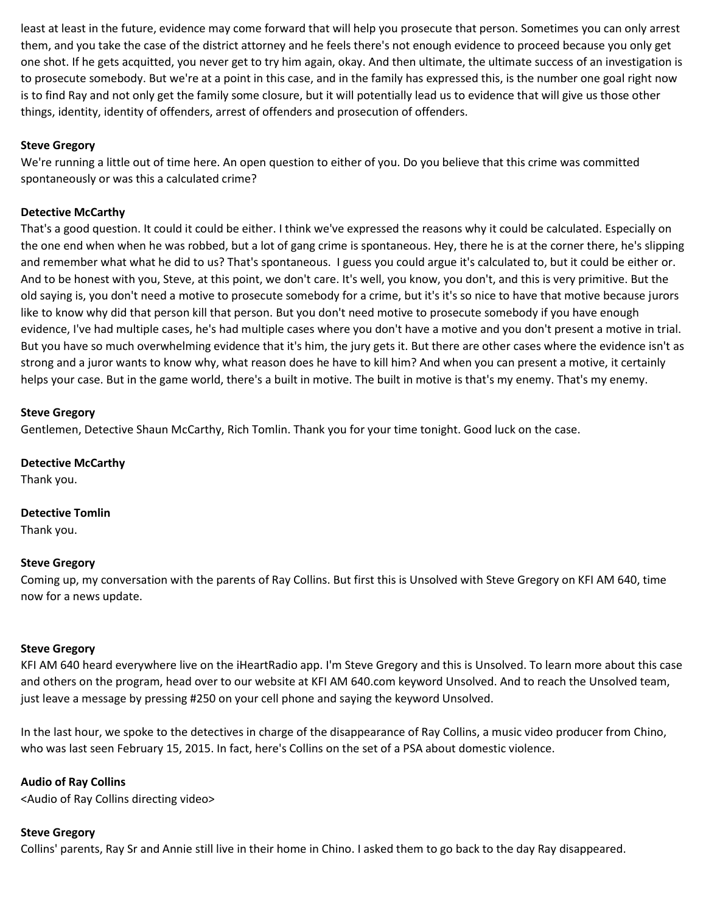least at least in the future, evidence may come forward that will help you prosecute that person. Sometimes you can only arrest them, and you take the case of the district attorney and he feels there's not enough evidence to proceed because you only get one shot. If he gets acquitted, you never get to try him again, okay. And then ultimate, the ultimate success of an investigation is to prosecute somebody. But we're at a point in this case, and in the family has expressed this, is the number one goal right now is to find Ray and not only get the family some closure, but it will potentially lead us to evidence that will give us those other things, identity, identity of offenders, arrest of offenders and prosecution of offenders.

**Steve Gregory**
We're running a little out of time here. An open question to either of you. Do you believe that this crime was committed spontaneously or was this a calculated crime?

**Detective McCarthy**
That's a good question. It could it could be either. I think we've expressed the reasons why it could be calculated. Especially on the one end when when he was robbed, but a lot of gang crime is spontaneous. Hey, there he is at the corner there, he's slipping and remember what what he did to us? That's spontaneous. I guess you could argue it's calculated to, but it could be either or. And to be honest with you, Steve, at this point, we don't care. It's well, you know, you don't, and this is very primitive. But the old saying is, you don't need a motive to prosecute somebody for a crime, but it's it's so nice to have that motive because jurors like to know why did that person kill that person. But you don't need motive to prosecute somebody if you have enough evidence, I've had multiple cases, he's had multiple cases where you don't have a motive and you don't present a motive in trial. But you have so much overwhelming evidence that it's him, the jury gets it. But there are other cases where the evidence isn't as strong and a juror wants to know why, what reason does he have to kill him? And when you can present a motive, it certainly helps your case. But in the game world, there's a built in motive. The built in motive is that's my enemy. That's my enemy.

**Steve Gregory**
Gentlemen, Detective Shaun McCarthy, Rich Tomlin. Thank you for your time tonight. Good luck on the case.

**Detective McCarthy**
Thank you.

**Detective Tomlin**
Thank you.

**Steve Gregory**
Coming up, my conversation with the parents of Ray Collins. But first this is Unsolved with Steve Gregory on KFI AM 640, time now for a news update.

**Steve Gregory**
KFI AM 640 heard everywhere live on the iHeartRadio app. I'm Steve Gregory and this is Unsolved. To learn more about this case and others on the program, head over to our website at KFI AM 640.com keyword Unsolved. And to reach the Unsolved team, just leave a message by pressing #250 on your cell phone and saying the keyword Unsolved.

In the last hour, we spoke to the detectives in charge of the disappearance of Ray Collins, a music video producer from Chino, who was last seen February 15, 2015. In fact, here's Collins on the set of a PSA about domestic violence.

**Audio of Ray Collins**
<Audio of Ray Collins directing video>

**Steve Gregory**
Collins' parents, Ray Sr and Annie still live in their home in Chino. I asked them to go back to the day Ray disappeared.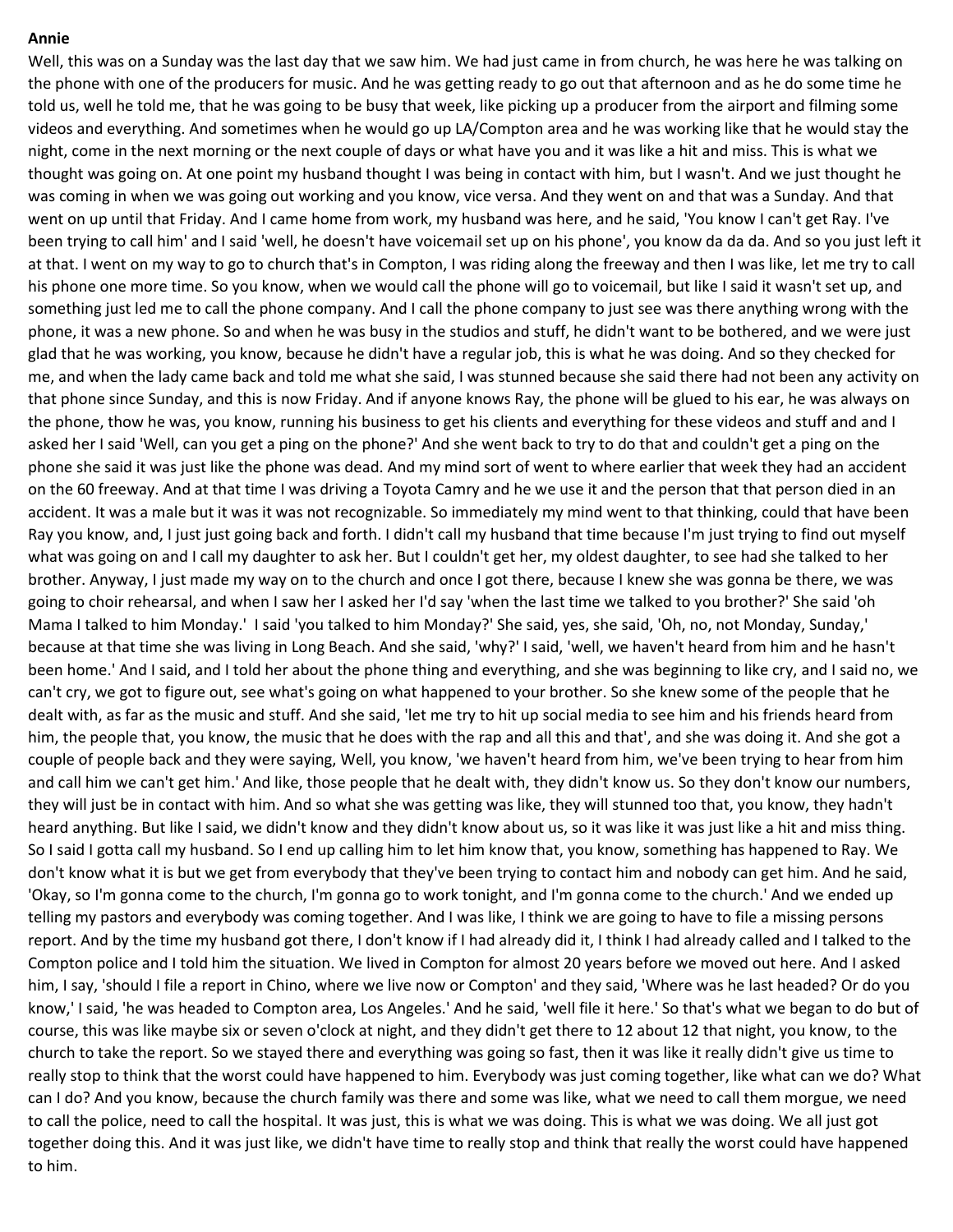**Annie**

Well, this was on a Sunday was the last day that we saw him. We had just came in from church, he was here he was talking on the phone with one of the producers for music. And he was getting ready to go out that afternoon and as he do some time he told us, well he told me, that he was going to be busy that week, like picking up a producer from the airport and filming some videos and everything. And sometimes when he would go up LA/Compton area and he was working like that he would stay the night, come in the next morning or the next couple of days or what have you and it was like a hit and miss. This is what we thought was going on. At one point my husband thought I was being in contact with him, but I wasn't. And we just thought he was coming in when we was going out working and you know, vice versa. And they went on and that was a Sunday. And that went on up until that Friday. And I came home from work, my husband was here, and he said, 'You know I can't get Ray. I've been trying to call him' and I said 'well, he doesn't have voicemail set up on his phone', you know da da da. And so you just left it at that. I went on my way to go to church that's in Compton, I was riding along the freeway and then I was like, let me try to call his phone one more time. So you know, when we would call the phone will go to voicemail, but like I said it wasn't set up, and something just led me to call the phone company. And I call the phone company to just see was there anything wrong with the phone, it was a new phone. So and when he was busy in the studios and stuff, he didn't want to be bothered, and we were just glad that he was working, you know, because he didn't have a regular job, this is what he was doing. And so they checked for me, and when the lady came back and told me what she said, I was stunned because she said there had not been any activity on that phone since Sunday, and this is now Friday. And if anyone knows Ray, the phone will be glued to his ear, he was always on the phone, thow he was, you know, running his business to get his clients and everything for these videos and stuff and and I asked her I said 'Well, can you get a ping on the phone?' And she went back to try to do that and couldn't get a ping on the phone she said it was just like the phone was dead. And my mind sort of went to where earlier that week they had an accident on the 60 freeway. And at that time I was driving a Toyota Camry and he use it and the person that that person died in an accident. It was a male but it was it was not recognizable. So immediately my mind went to that thinking, could that have been Ray you know, and, I just just going back and forth. I didn't call my husband that time because I'm just trying to find out myself what was going on and I call my daughter to ask her. But I couldn't get her, my oldest daughter, to see had she talked to her brother. Anyway, I just made my way on to the church and once I got there, because I knew she was gonna be there, we was going to choir rehearsal, and when I saw her I asked her I'd say 'when the last time we talked to you brother?' She said 'oh Mama I talked to him Monday.' I said 'you talked to him Monday?' She said, yes, she said, 'Oh, no, not Monday, Sunday,' because at that time she was living in Long Beach. And she said, 'why?' I said, 'well, we haven't heard from him and he hasn't been home.' And I said, and I told her about the phone thing and everything, and she was beginning to like cry, and I said no, we can't cry, we got to figure out, see what's going on what happened to your brother. So she knew some of the people that he dealt with, as far as the music and stuff. And she said, 'let me try to hit up social media to see him and his friends heard from him, the people that, you know, the music that he does with the rap and all this and that', and she was doing it. And she got a couple of people back and they were saying, Well, you know, 'we haven't heard from him, we've been trying to hear from him and call him we can't get him.' And like, those people that he dealt with, they didn't know us. So they don't know our numbers, they will just be in contact with him. And so what she was getting was like, they will stunned too that, you know, they hadn't heard anything. But like I said, we didn't know and they didn't know about us, so it was like it was just like a hit and miss thing. So I said I gotta call my husband. So I end up calling him to let him know that, you know, something has happened to Ray. We don't know what it is but we get from everybody that they've been trying to contact him and nobody can get him. And he said, 'Okay, so I'm gonna come to the church, I'm gonna go to work tonight, and I'm gonna come to the church.' And we ended up telling my pastors and everybody was coming together. And I was like, I think we are going to have to file a missing persons report. And by the time my husband got there, I don't know if I had already did it, I think I had already called and I talked to the Compton police and I told him the situation. We lived in Compton for almost 20 years before we moved out here. And I asked him, I say, 'should I file a report in Chino, where we live now or Compton' and they said, 'Where was he last headed? Or do you know,' I said, 'he was headed to Compton area, Los Angeles.' And he said, 'well file it here.' So that's what we began to do but of course, this was like maybe six or seven o'clock at night, and they didn't get there to 12 about 12 that night, you know, to the church to take the report. So we stayed there and everything was going so fast, then it was like it really didn't give us time to really stop to think that the worst could have happened to him. Everybody was just coming together, like what can we do? What can I do? And you know, because the church family was there and some was like, what we need to call them morgue, we need to call the police, need to call the hospital. It was just, this is what we was doing. This is what we was doing. We all just got together doing this. And it was just like, we didn't have time to really stop and think that really the worst could have happened to him.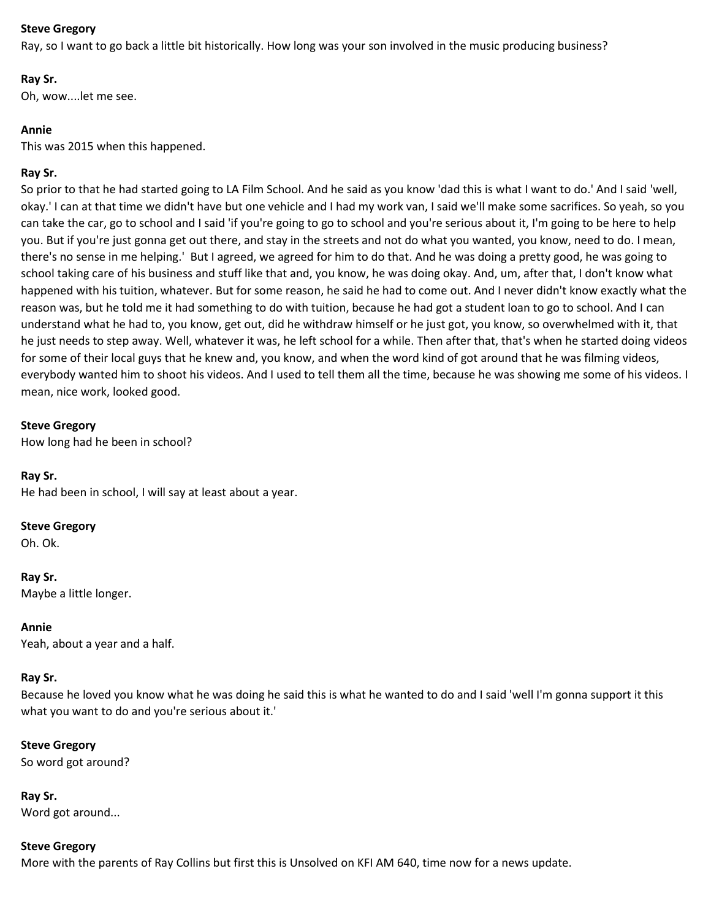**Steve Gregory**
Ray, so I want to go back a little bit historically. How long was your son involved in the music producing business?

**Ray Sr.**
Oh, wow....let me see.

**Annie**
This was 2015 when this happened.

**Ray Sr.**
So prior to that he had started going to LA Film School. And he said as you know 'dad this is what I want to do.' And I said 'well, okay.' I can at that time we didn't have but one vehicle and I had my work van, I said we'll make some sacrifices. So yeah, so you can take the car, go to school and I said 'if you're going to go to school and you're serious about it, I'm going to be here to help you. But if you're just gonna get out there, and stay in the streets and not do what you wanted, you know, need to do. I mean, there's no sense in me helping.' But I agreed, we agreed for him to do that. And he was doing a pretty good, he was going to school taking care of his business and stuff like that and, you know, he was doing okay. And, um, after that, I don't know what happened with his tuition, whatever. But for some reason, he said he had to come out. And I never didn't know exactly what the reason was, but he told me it had something to do with tuition, because he had got a student loan to go to school. And I can understand what he had to, you know, get out, did he withdraw himself or he just got, you know, so overwhelmed with it, that he just needs to step away. Well, whatever it was, he left school for a while. Then after that, that's when he started doing videos for some of their local guys that he knew and, you know, and when the word kind of got around that he was filming videos, everybody wanted him to shoot his videos. And I used to tell them all the time, because he was showing me some of his videos. I mean, nice work, looked good.

**Steve Gregory**
How long had he been in school?

**Ray Sr.**
He had been in school, I will say at least about a year.

**Steve Gregory**
Oh. Ok.

**Ray Sr.**
Maybe a little longer.

**Annie**
Yeah, about a year and a half.

**Ray Sr.**
Because he loved you know what he was doing he said this is what he wanted to do and I said 'well I'm gonna support it this what you want to do and you're serious about it.'

**Steve Gregory**
So word got around?

**Ray Sr.**
Word got around...

**Steve Gregory**
More with the parents of Ray Collins but first this is Unsolved on KFI AM 640, time now for a news update.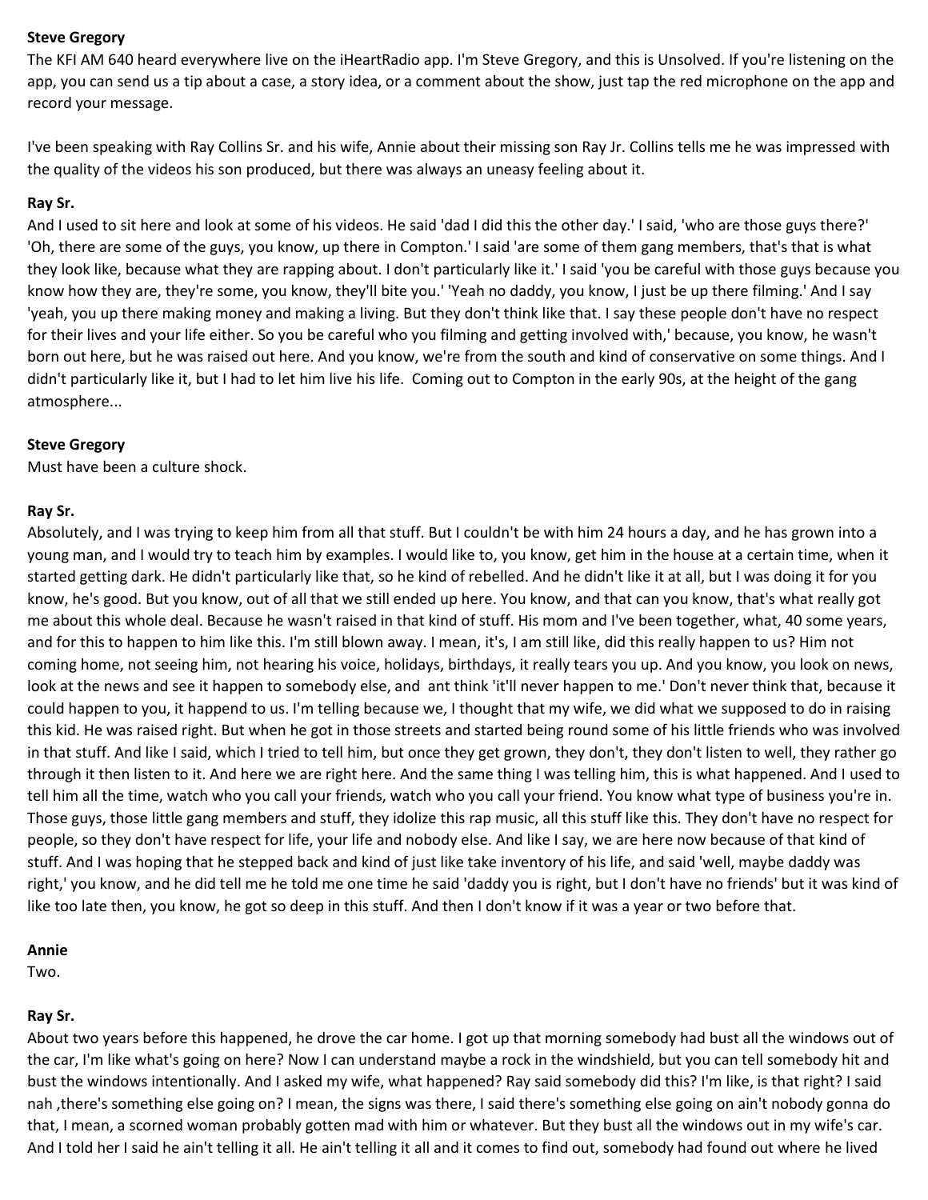**Steve Gregory**

The KFI AM 640 heard everywhere live on the iHeartRadio app. I'm Steve Gregory, and this is Unsolved. If you're listening on the app, you can send us a tip about a case, a story idea, or a comment about the show, just tap the red microphone on the app and record your message.

I've been speaking with Ray Collins Sr. and his wife, Annie about their missing son Ray Jr. Collins tells me he was impressed with the quality of the videos his son produced, but there was always an uneasy feeling about it.

**Ray Sr.**

And I used to sit here and look at some of his videos. He said 'dad I did this the other day.' I said, 'who are those guys there?' 'Oh, there are some of the guys, you know, up there in Compton.' I said 'are some of them gang members, that's that is what they look like, because what they are rapping about. I don't particularly like it.' I said 'you be careful with those guys because you know how they are, they're some, you know, they'll bite you.' 'Yeah no daddy, you know, I just be up there filming.' And I say 'yeah, you up there making money and making a living. But they don't think like that. I say these people don't have no respect for their lives and your life either. So you be careful who you filming and getting involved with,' because, you know, he wasn't born out here, but he was raised out here. And you know, we're from the south and kind of conservative on some things. And I didn't particularly like it, but I had to let him live his life. Coming out to Compton in the early 90s, at the height of the gang atmosphere...

**Steve Gregory**

Must have been a culture shock.

**Ray Sr.**

Absolutely, and I was trying to keep him from all that stuff. But I couldn't be with him 24 hours a day, and he has grown into a young man, and I would try to teach him by examples. I would like to, you know, get him in the house at a certain time, when it started getting dark. He didn't particularly like that, so he kind of rebelled. And he didn't like it at all, but I was doing it for you know, he's good. But you know, out of all that we still ended up here. You know, and that can you know, that's what really got me about this whole deal. Because he wasn't raised in that kind of stuff. His mom and I've been together, what, 40 some years, and for this to happen to him like this. I'm still blown away. I mean, it's, I am still like, did this really happen to us? Him not coming home, not seeing him, not hearing his voice, holidays, birthdays, it really tears you up. And you know, you look on news, look at the news and see it happen to somebody else, and ant think 'it'll never happen to me.' Don't never think that, because it could happen to you, it happend to us. I'm telling because we, I thought that my wife, we did what we supposed to do in raising this kid. He was raised right. But when he got in those streets and started being round some of his little friends who was involved in that stuff. And like I said, which I tried to tell him, but once they get grown, they don't, they don't listen to well, they rather go through it then listen to it. And here we are right here. And the same thing I was telling him, this is what happened. And I used to tell him all the time, watch who you call your friends, watch who you call your friend. You know what type of business you're in. Those guys, those little gang members and stuff, they idolize this rap music, all this stuff like this. They don't have no respect for people, so they don't have respect for life, your life and nobody else. And like I say, we are here now because of that kind of stuff. And I was hoping that he stepped back and kind of just like take inventory of his life, and said 'well, maybe daddy was right,' you know, and he did tell me he told me one time he said 'daddy you is right, but I don't have no friends' but it was kind of like too late then, you know, he got so deep in this stuff. And then I don't know if it was a year or two before that.

**Annie**

Two.

**Ray Sr.**

About two years before this happened, he drove the car home. I got up that morning somebody had bust all the windows out of the car, I'm like what's going on here? Now I can understand maybe a rock in the windshield, but you can tell somebody hit and bust the windows intentionally. And I asked my wife, what happened? Ray said somebody did this? I'm like, is that right? I said nah ,there's something else going on? I mean, the signs was there, I said there's something else going on ain't nobody gonna do that, I mean, a scorned woman probably gotten mad with him or whatever. But they bust all the windows out in my wife's car. And I told her I said he ain't telling it all. He ain't telling it all and it comes to find out, somebody had found out where he lived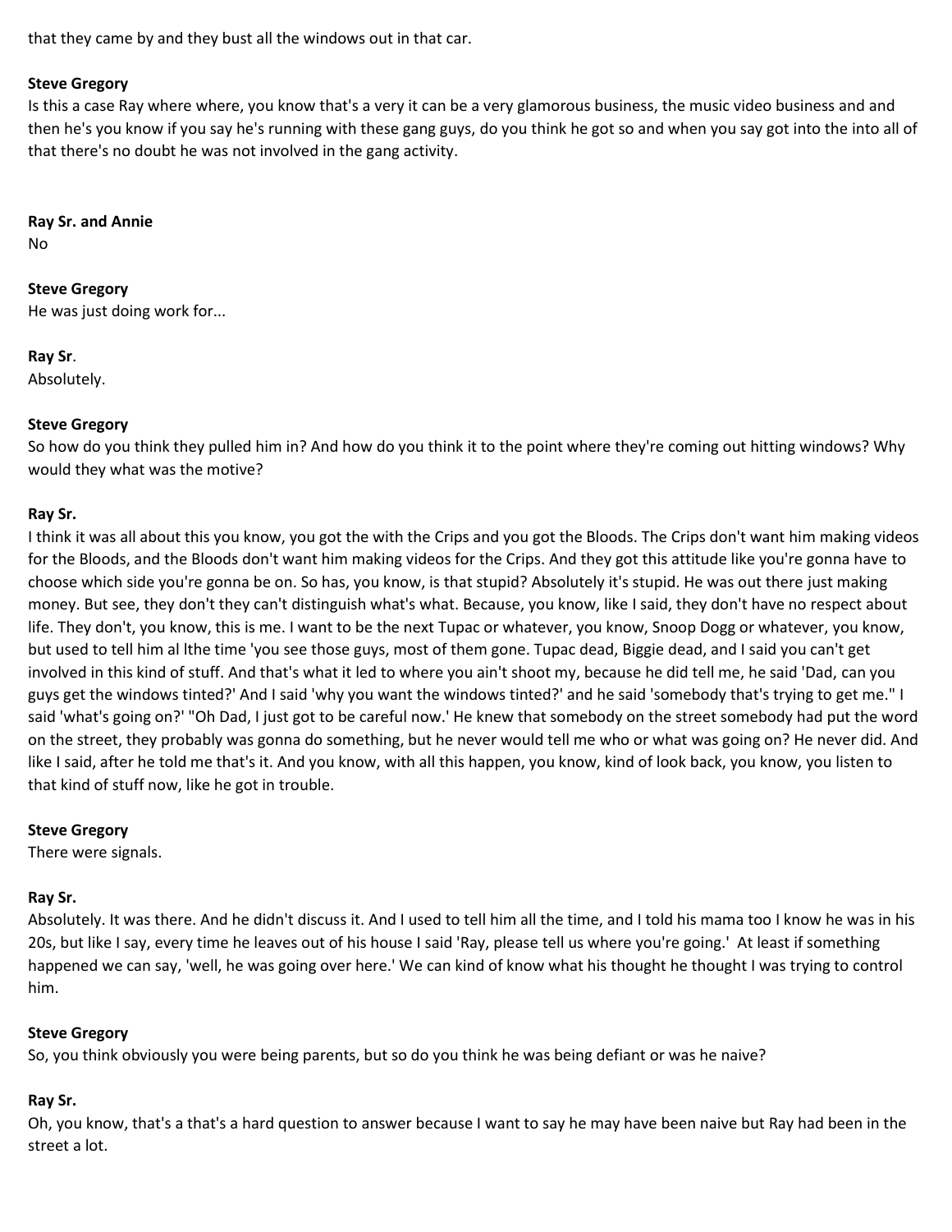that they came by and they bust all the windows out in that car.

**Steve Gregory**
Is this a case Ray where where, you know that's a very it can be a very glamorous business, the music video business and and then he's you know if you say he's running with these gang guys, do you think he got so and when you say got into the into all of that there's no doubt he was not involved in the gang activity.

**Ray Sr. and Annie**
No

**Steve Gregory**
He was just doing work for...

**Ray Sr**.
Absolutely.

**Steve Gregory**
So how do you think they pulled him in? And how do you think it to the point where they're coming out hitting windows? Why would they what was the motive?

**Ray Sr.**
I think it was all about this you know, you got the with the Crips and you got the Bloods. The Crips don't want him making videos for the Bloods, and the Bloods don't want him making videos for the Crips. And they got this attitude like you're gonna have to choose which side you're gonna be on. So has, you know, is that stupid? Absolutely it's stupid. He was out there just making money. But see, they don't they can't distinguish what's what. Because, you know, like I said, they don't have no respect about life. They don't, you know, this is me. I want to be the next Tupac or whatever, you know, Snoop Dogg or whatever, you know, but used to tell him al lthe time 'you see those guys, most of them gone. Tupac dead, Biggie dead, and I said you can't get involved in this kind of stuff. And that's what it led to where you ain't shoot my, because he did tell me, he said 'Dad, can you guys get the windows tinted?' And I said 'why you want the windows tinted?' and he said 'somebody that's trying to get me." I said 'what's going on?' "Oh Dad, I just got to be careful now.' He knew that somebody on the street somebody had put the word on the street, they probably was gonna do something, but he never would tell me who or what was going on? He never did. And like I said, after he told me that's it. And you know, with all this happen, you know, kind of look back, you know, you listen to that kind of stuff now, like he got in trouble.

**Steve Gregory**
There were signals.

**Ray Sr.**
Absolutely. It was there. And he didn't discuss it. And I used to tell him all the time, and I told his mama too I know he was in his 20s, but like I say, every time he leaves out of his house I said 'Ray, please tell us where you're going.' At least if something happened we can say, 'well, he was going over here.' We can kind of know what his thought he thought I was trying to control him.

**Steve Gregory**
So, you think obviously you were being parents, but so do you think he was being defiant or was he naive?

**Ray Sr.**
Oh, you know, that's a that's a hard question to answer because I want to say he may have been naive but Ray had been in the street a lot.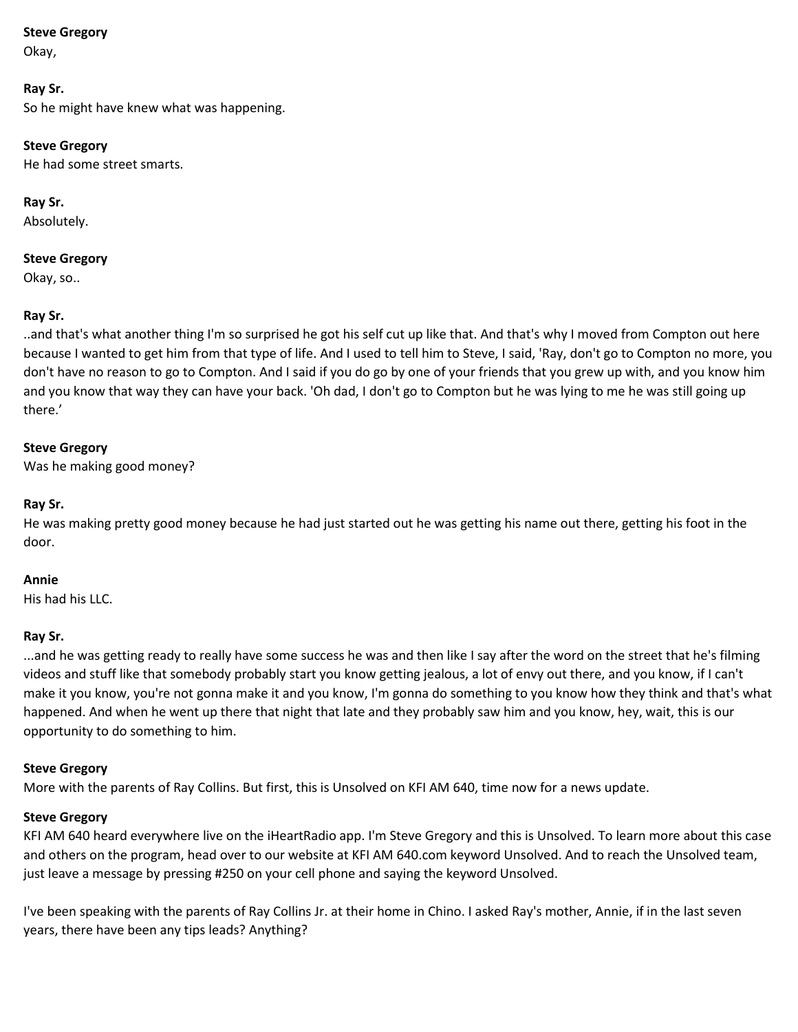**Steve Gregory**
Okay,

**Ray Sr.**
So he might have knew what was happening.

**Steve Gregory**
He had some street smarts.

**Ray Sr.**
Absolutely.

**Steve Gregory**
Okay, so..

**Ray Sr.**
..and that's what another thing I'm so surprised he got his self cut up like that. And that's why I moved from Compton out here because I wanted to get him from that type of life. And I used to tell him to Steve, I said, 'Ray, don't go to Compton no more, you don't have no reason to go to Compton. And I said if you do go by one of your friends that you grew up with, and you know him and you know that way they can have your back. 'Oh dad, I don't go to Compton but he was lying to me he was still going up there.'

**Steve Gregory**
Was he making good money?

**Ray Sr.**
He was making pretty good money because he had just started out he was getting his name out there, getting his foot in the door.

**Annie**
His had his LLC.

**Ray Sr.**
...and he was getting ready to really have some success he was and then like I say after the word on the street that he's filming videos and stuff like that somebody probably start you know getting jealous, a lot of envy out there, and you know, if I can't make it you know, you're not gonna make it and you know, I'm gonna do something to you know how they think and that's what happened. And when he went up there that night that late and they probably saw him and you know, hey, wait, this is our opportunity to do something to him.

**Steve Gregory**
More with the parents of Ray Collins. But first, this is Unsolved on KFI AM 640, time now for a news update.

**Steve Gregory**
KFI AM 640 heard everywhere live on the iHeartRadio app. I'm Steve Gregory and this is Unsolved. To learn more about this case and others on the program, head over to our website at KFI AM 640.com keyword Unsolved. And to reach the Unsolved team, just leave a message by pressing #250 on your cell phone and saying the keyword Unsolved.

I've been speaking with the parents of Ray Collins Jr. at their home in Chino. I asked Ray's mother, Annie, if in the last seven years, there have been any tips leads? Anything?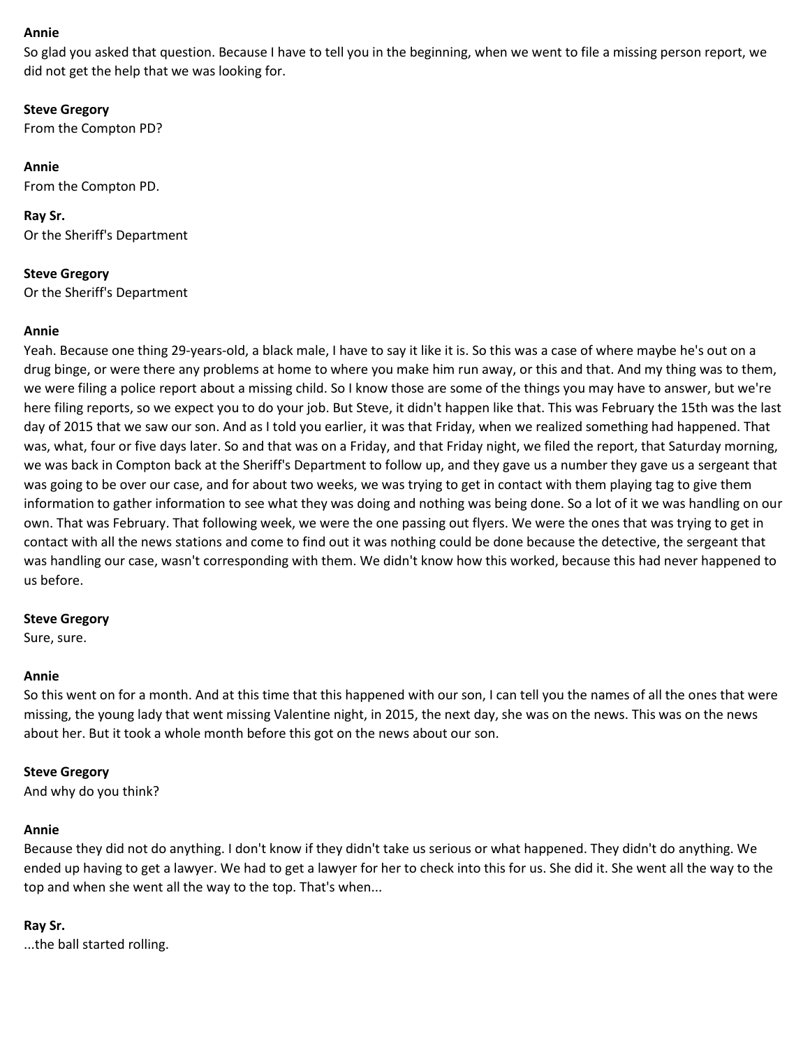**Annie**
So glad you asked that question. Because I have to tell you in the beginning, when we went to file a missing person report, we did not get the help that we was looking for.

**Steve Gregory**
From the Compton PD?

**Annie**
From the Compton PD.

**Ray Sr.**
Or the Sheriff's Department

**Steve Gregory**
Or the Sheriff's Department

**Annie**
Yeah. Because one thing 29-years-old, a black male, I have to say it like it is. So this was a case of where maybe he's out on a drug binge, or were there any problems at home to where you make him run away, or this and that. And my thing was to them, we were filing a police report about a missing child. So I know those are some of the things you may have to answer, but we're here filing reports, so we expect you to do your job. But Steve, it didn't happen like that. This was February the 15th was the last day of 2015 that we saw our son. And as I told you earlier, it was that Friday, when we realized something had happened. That was, what, four or five days later. So and that was on a Friday, and that Friday night, we filed the report, that Saturday morning, we was back in Compton back at the Sheriff's Department to follow up, and they gave us a number they gave us a sergeant that was going to be over our case, and for about two weeks, we was trying to get in contact with them playing tag to give them information to gather information to see what they was doing and nothing was being done. So a lot of it we was handling on our own. That was February. That following week, we were the one passing out flyers. We were the ones that was trying to get in contact with all the news stations and come to find out it was nothing could be done because the detective, the sergeant that was handling our case, wasn't corresponding with them. We didn't know how this worked, because this had never happened to us before.

**Steve Gregory**
Sure, sure.

**Annie**
So this went on for a month. And at this time that this happened with our son, I can tell you the names of all the ones that were missing, the young lady that went missing Valentine night, in 2015, the next day, she was on the news. This was on the news about her. But it took a whole month before this got on the news about our son.

**Steve Gregory**
And why do you think?

**Annie**
Because they did not do anything. I don't know if they didn't take us serious or what happened. They didn't do anything. We ended up having to get a lawyer. We had to get a lawyer for her to check into this for us. She did it. She went all the way to the top and when she went all the way to the top. That's when...

**Ray Sr.**
...the ball started rolling.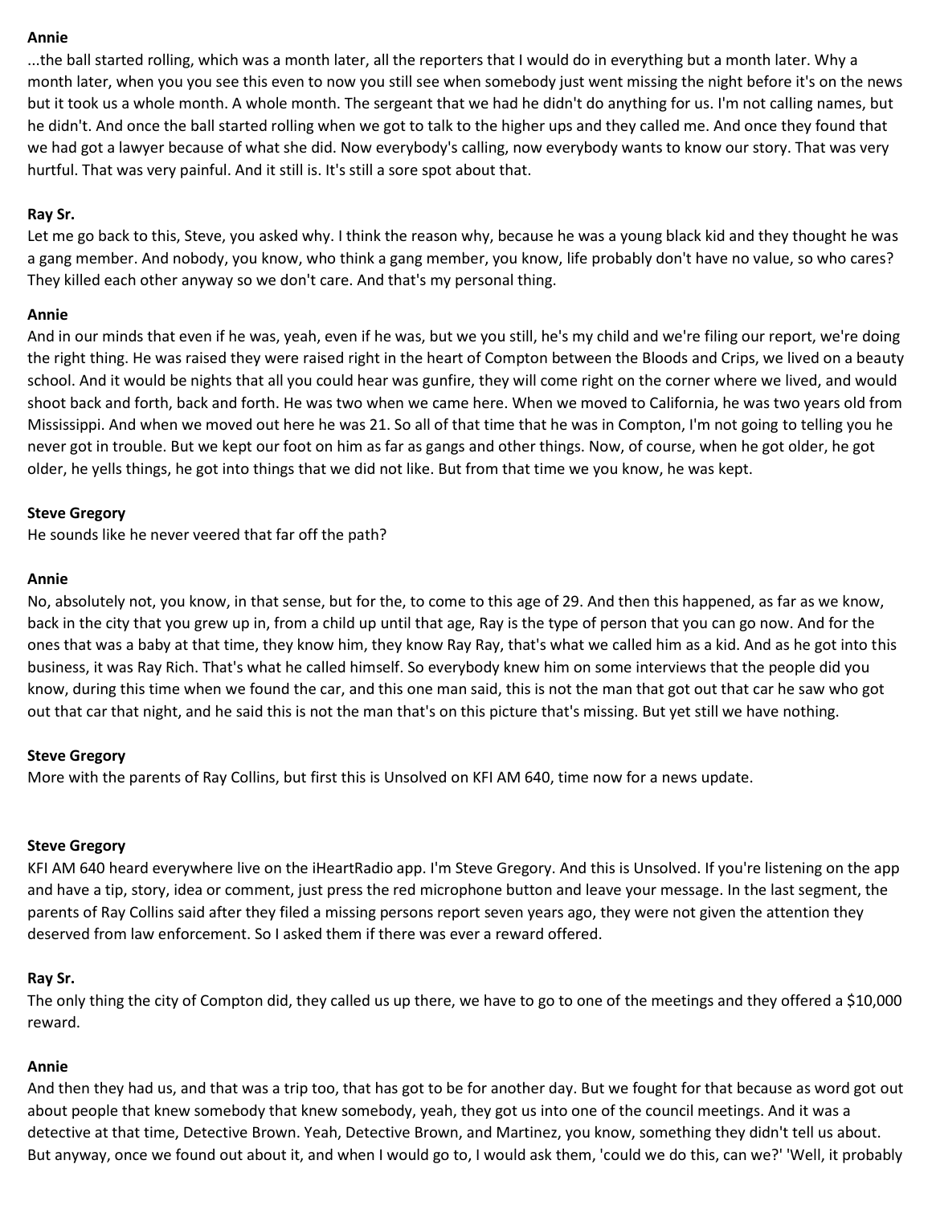**Annie**

...the ball started rolling, which was a month later, all the reporters that I would do in everything but a month later. Why a month later, when you you see this even to now you still see when somebody just went missing the night before it's on the news but it took us a whole month. A whole month. The sergeant that we had he didn't do anything for us. I'm not calling names, but he didn't. And once the ball started rolling when we got to talk to the higher ups and they called me. And once they found that we had got a lawyer because of what she did. Now everybody's calling, now everybody wants to know our story. That was very hurtful. That was very painful. And it still is. It's still a sore spot about that.

**Ray Sr.**

Let me go back to this, Steve, you asked why. I think the reason why, because he was a young black kid and they thought he was a gang member. And nobody, you know, who think a gang member, you know, life probably don't have no value, so who cares? They killed each other anyway so we don't care. And that's my personal thing.

**Annie**

And in our minds that even if he was, yeah, even if he was, but we you still, he's my child and we're filing our report, we're doing the right thing. He was raised they were raised right in the heart of Compton between the Bloods and Crips, we lived on a beauty school. And it would be nights that all you could hear was gunfire, they will come right on the corner where we lived, and would shoot back and forth, back and forth. He was two when we came here. When we moved to California, he was two years old from Mississippi. And when we moved out here he was 21. So all of that time that he was in Compton, I'm not going to telling you he never got in trouble. But we kept our foot on him as far as gangs and other things. Now, of course, when he got older, he got older, he yells things, he got into things that we did not like. But from that time we you know, he was kept.

**Steve Gregory**

He sounds like he never veered that far off the path?

**Annie**

No, absolutely not, you know, in that sense, but for the, to come to this age of 29. And then this happened, as far as we know, back in the city that you grew up in, from a child up until that age, Ray is the type of person that you can go now. And for the ones that was a baby at that time, they know him, they know Ray Ray, that's what we called him as a kid. And as he got into this business, it was Ray Rich. That's what he called himself. So everybody knew him on some interviews that the people did you know, during this time when we found the car, and this one man said, this is not the man that got out that car he saw who got out that car that night, and he said this is not the man that's on this picture that's missing. But yet still we have nothing.

**Steve Gregory**

More with the parents of Ray Collins, but first this is Unsolved on KFI AM 640, time now for a news update.

**Steve Gregory**

KFI AM 640 heard everywhere live on the iHeartRadio app. I'm Steve Gregory. And this is Unsolved. If you're listening on the app and have a tip, story, idea or comment, just press the red microphone button and leave your message. In the last segment, the parents of Ray Collins said after they filed a missing persons report seven years ago, they were not given the attention they deserved from law enforcement. So I asked them if there was ever a reward offered.

**Ray Sr.**

The only thing the city of Compton did, they called us up there, we have to go to one of the meetings and they offered a $10,000 reward.

**Annie**

And then they had us, and that was a trip too, that has got to be for another day. But we fought for that because as word got out about people that knew somebody that knew somebody, yeah, they got us into one of the council meetings. And it was a detective at that time, Detective Brown. Yeah, Detective Brown, and Martinez, you know, something they didn't tell us about. But anyway, once we found out about it, and when I would go to, I would ask them, 'could we do this, can we?' 'Well, it probably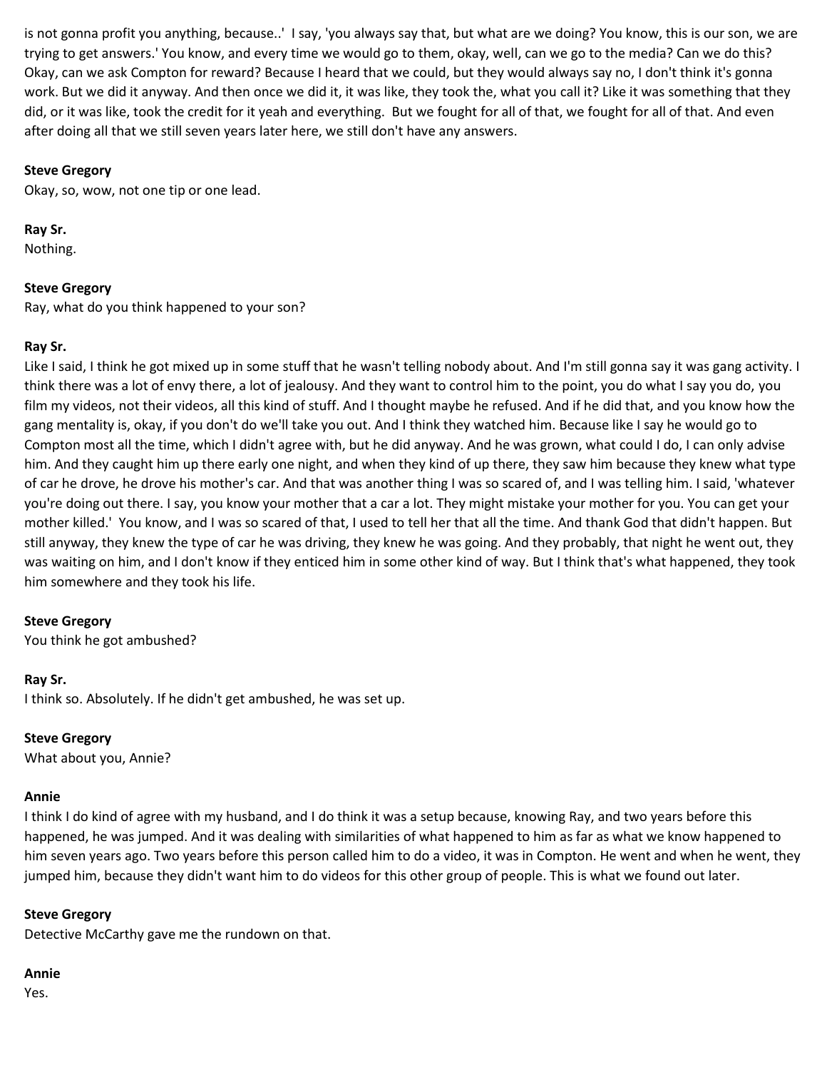is not gonna profit you anything, because..' I say, 'you always say that, but what are we doing? You know, this is our son, we are trying to get answers.' You know, and every time we would go to them, okay, well, can we go to the media? Can we do this? Okay, can we ask Compton for reward? Because I heard that we could, but they would always say no, I don't think it's gonna work. But we did it anyway. And then once we did it, it was like, they took the, what you call it? Like it was something that they did, or it was like, took the credit for it yeah and everything. But we fought for all of that, we fought for all of that. And even after doing all that we still seven years later here, we still don't have any answers.

**Steve Gregory**
Okay, so, wow, not one tip or one lead.

**Ray Sr.**
Nothing.

**Steve Gregory**
Ray, what do you think happened to your son?

**Ray Sr.**
Like I said, I think he got mixed up in some stuff that he wasn't telling nobody about. And I'm still gonna say it was gang activity. I think there was a lot of envy there, a lot of jealousy. And they want to control him to the point, you do what I say you do, you film my videos, not their videos, all this kind of stuff. And I thought maybe he refused. And if he did that, and you know how the gang mentality is, okay, if you don't do we'll take you out. And I think they watched him. Because like I say he would go to Compton most all the time, which I didn't agree with, but he did anyway. And he was grown, what could I do, I can only advise him. And they caught him up there early one night, and when they kind of up there, they saw him because they knew what type of car he drove, he drove his mother's car. And that was another thing I was so scared of, and I was telling him. I said, 'whatever you're doing out there. I say, you know your mother that a car a lot. They might mistake your mother for you. You can get your mother killed.' You know, and I was so scared of that, I used to tell her that all the time. And thank God that didn't happen. But still anyway, they knew the type of car he was driving, they knew he was going. And they probably, that night he went out, they was waiting on him, and I don't know if they enticed him in some other kind of way. But I think that's what happened, they took him somewhere and they took his life.

**Steve Gregory**
You think he got ambushed?

**Ray Sr.**
I think so. Absolutely. If he didn't get ambushed, he was set up.

**Steve Gregory**
What about you, Annie?

**Annie**
I think I do kind of agree with my husband, and I do think it was a setup because, knowing Ray, and two years before this happened, he was jumped. And it was dealing with similarities of what happened to him as far as what we know happened to him seven years ago. Two years before this person called him to do a video, it was in Compton. He went and when he went, they jumped him, because they didn't want him to do videos for this other group of people. This is what we found out later.

**Steve Gregory**
Detective McCarthy gave me the rundown on that.

**Annie**
Yes.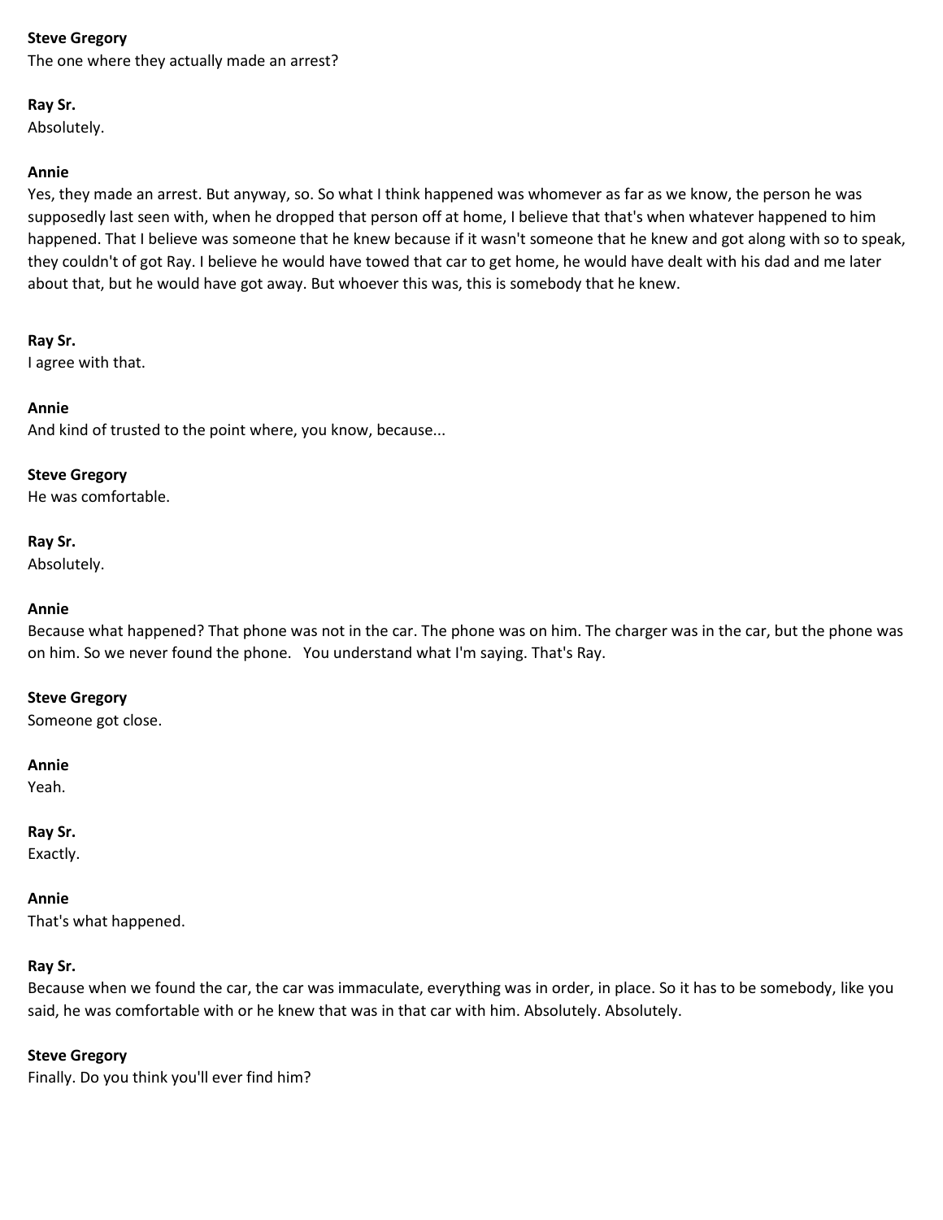**Steve Gregory**
The one where they actually made an arrest?

**Ray Sr.**
Absolutely.

**Annie**
Yes, they made an arrest. But anyway, so. So what I think happened was whomever as far as we know, the person he was supposedly last seen with, when he dropped that person off at home, I believe that that's when whatever happened to him happened. That I believe was someone that he knew because if it wasn't someone that he knew and got along with so to speak, they couldn't of got Ray. I believe he would have towed that car to get home, he would have dealt with his dad and me later about that, but he would have got away. But whoever this was, this is somebody that he knew.

**Ray Sr.**
I agree with that.

**Annie**
And kind of trusted to the point where, you know, because...

**Steve Gregory**
He was comfortable.

**Ray Sr.**
Absolutely.

**Annie**
Because what happened? That phone was not in the car. The phone was on him. The charger was in the car, but the phone was on him. So we never found the phone. You understand what I'm saying. That's Ray.

**Steve Gregory**
Someone got close.

**Annie**
Yeah.

**Ray Sr.**
Exactly.

**Annie**
That's what happened.

**Ray Sr.**
Because when we found the car, the car was immaculate, everything was in order, in place. So it has to be somebody, like you said, he was comfortable with or he knew that was in that car with him. Absolutely. Absolutely.

**Steve Gregory**
Finally. Do you think you'll ever find him?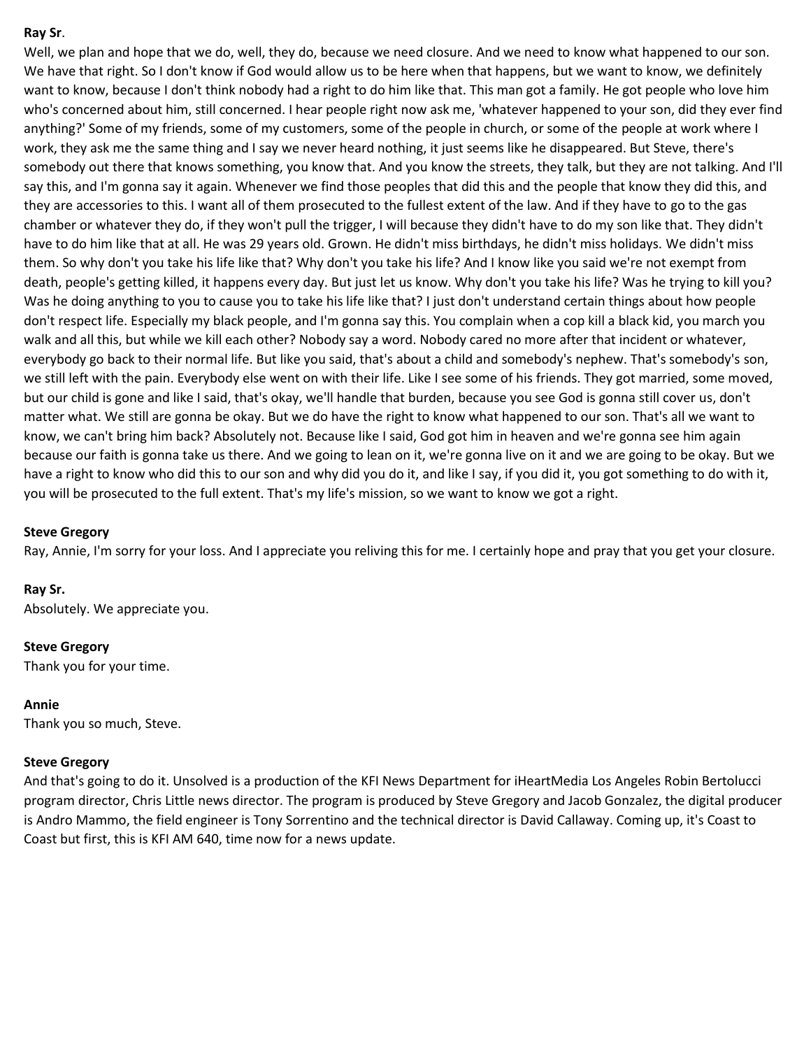**Ray Sr**.

Well, we plan and hope that we do, well, they do, because we need closure. And we need to know what happened to our son. We have that right. So I don't know if God would allow us to be here when that happens, but we want to know, we definitely want to know, because I don't think nobody had a right to do him like that. This man got a family. He got people who love him who's concerned about him, still concerned. I hear people right now ask me, 'whatever happened to your son, did they ever find anything?' Some of my friends, some of my customers, some of the people in church, or some of the people at work where I work, they ask me the same thing and I say we never heard nothing, it just seems like he disappeared. But Steve, there's somebody out there that knows something, you know that. And you know the streets, they talk, but they are not talking. And I'll say this, and I'm gonna say it again. Whenever we find those peoples that did this and the people that know they did this, and they are accessories to this. I want all of them prosecuted to the fullest extent of the law. And if they have to go to the gas chamber or whatever they do, if they won't pull the trigger, I will because they didn't have to do my son like that. They didn't have to do him like that at all. He was 29 years old. Grown. He didn't miss birthdays, he didn't miss holidays. We didn't miss them. So why don't you take his life like that? Why don't you take his life? And I know like you said we're not exempt from death, people's getting killed, it happens every day. But just let us know. Why don't you take his life? Was he trying to kill you? Was he doing anything to you to cause you to take his life like that? I just don't understand certain things about how people don't respect life. Especially my black people, and I'm gonna say this. You complain when a cop kill a black kid, you march you walk and all this, but while we kill each other? Nobody say a word. Nobody cared no more after that incident or whatever, everybody go back to their normal life. But like you said, that's about a child and somebody's nephew. That's somebody's son, we still left with the pain. Everybody else went on with their life. Like I see some of his friends. They got married, some moved, but our child is gone and like I said, that's okay, we'll handle that burden, because you see God is gonna still cover us, don't matter what. We still are gonna be okay. But we do have the right to know what happened to our son. That's all we want to know, we can't bring him back? Absolutely not. Because like I said, God got him in heaven and we're gonna see him again because our faith is gonna take us there. And we going to lean on it, we're gonna live on it and we are going to be okay. But we have a right to know who did this to our son and why did you do it, and like I say, if you did it, you got something to do with it, you will be prosecuted to the full extent. That's my life's mission, so we want to know we got a right.

**Steve Gregory**

Ray, Annie, I'm sorry for your loss. And I appreciate you reliving this for me. I certainly hope and pray that you get your closure.

**Ray Sr.**

Absolutely. We appreciate you.

**Steve Gregory**

Thank you for your time.

**Annie**

Thank you so much, Steve.

**Steve Gregory**

And that's going to do it. Unsolved is a production of the KFI News Department for iHeartMedia Los Angeles Robin Bertolucci program director, Chris Little news director. The program is produced by Steve Gregory and Jacob Gonzalez, the digital producer is Andro Mammo, the field engineer is Tony Sorrentino and the technical director is David Callaway. Coming up, it's Coast to Coast but first, this is KFI AM 640, time now for a news update.